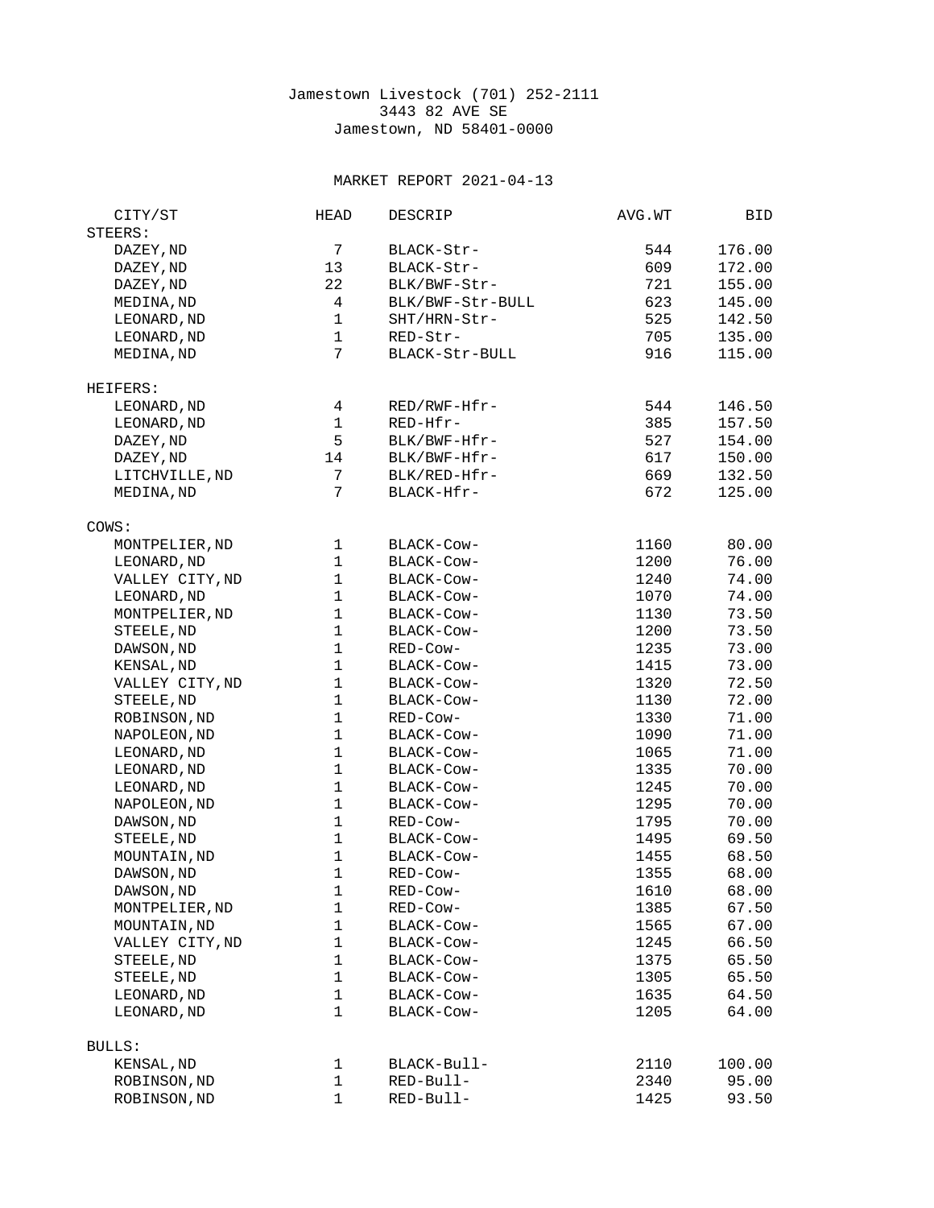Jamestown Livestock (701) 252-2111
3443 82 AVE SE
Jamestown, ND 58401-0000

MARKET REPORT 2021-04-13

| CITY/ST | HEAD | DESCRIP | AVG.WT | BID |
|---|---|---|---|---|
| **STEERS:** | | | | |
| DAZEY,ND | 7 | BLACK-Str- | 544 | 176.00 |
| DAZEY,ND | 13 | BLACK-Str- | 609 | 172.00 |
| DAZEY,ND | 22 | BLK/BWF-Str- | 721 | 155.00 |
| MEDINA,ND | 4 | BLK/BWF-Str-BULL | 623 | 145.00 |
| LEONARD,ND | 1 | SHT/HRN-Str- | 525 | 142.50 |
| LEONARD,ND | 1 | RED-Str- | 705 | 135.00 |
| MEDINA,ND | 7 | BLACK-Str-BULL | 916 | 115.00 |
| **HEIFERS:** | | | | |
| LEONARD,ND | 4 | RED/RWF-Hfr- | 544 | 146.50 |
| LEONARD,ND | 1 | RED-Hfr- | 385 | 157.50 |
| DAZEY,ND | 5 | BLK/BWF-Hfr- | 527 | 154.00 |
| DAZEY,ND | 14 | BLK/BWF-Hfr- | 617 | 150.00 |
| LITCHVILLE,ND | 7 | BLK/RED-Hfr- | 669 | 132.50 |
| MEDINA,ND | 7 | BLACK-Hfr- | 672 | 125.00 |
| **COWS:** | | | | |
| MONTPELIER,ND | 1 | BLACK-Cow- | 1160 | 80.00 |
| LEONARD,ND | 1 | BLACK-Cow- | 1200 | 76.00 |
| VALLEY CITY,ND | 1 | BLACK-Cow- | 1240 | 74.00 |
| LEONARD,ND | 1 | BLACK-Cow- | 1070 | 74.00 |
| MONTPELIER,ND | 1 | BLACK-Cow- | 1130 | 73.50 |
| STEELE,ND | 1 | BLACK-Cow- | 1200 | 73.50 |
| DAWSON,ND | 1 | RED-Cow- | 1235 | 73.00 |
| KENSAL,ND | 1 | BLACK-Cow- | 1415 | 73.00 |
| VALLEY CITY,ND | 1 | BLACK-Cow- | 1320 | 72.50 |
| STEELE,ND | 1 | BLACK-Cow- | 1130 | 72.00 |
| ROBINSON,ND | 1 | RED-Cow- | 1330 | 71.00 |
| NAPOLEON,ND | 1 | BLACK-Cow- | 1090 | 71.00 |
| LEONARD,ND | 1 | BLACK-Cow- | 1065 | 71.00 |
| LEONARD,ND | 1 | BLACK-Cow- | 1335 | 70.00 |
| LEONARD,ND | 1 | BLACK-Cow- | 1245 | 70.00 |
| NAPOLEON,ND | 1 | BLACK-Cow- | 1295 | 70.00 |
| DAWSON,ND | 1 | RED-Cow- | 1795 | 70.00 |
| STEELE,ND | 1 | BLACK-Cow- | 1495 | 69.50 |
| MOUNTAIN,ND | 1 | BLACK-Cow- | 1455 | 68.50 |
| DAWSON,ND | 1 | RED-Cow- | 1355 | 68.00 |
| DAWSON,ND | 1 | RED-Cow- | 1610 | 68.00 |
| MONTPELIER,ND | 1 | RED-Cow- | 1385 | 67.50 |
| MOUNTAIN,ND | 1 | BLACK-Cow- | 1565 | 67.00 |
| VALLEY CITY,ND | 1 | BLACK-Cow- | 1245 | 66.50 |
| STEELE,ND | 1 | BLACK-Cow- | 1375 | 65.50 |
| STEELE,ND | 1 | BLACK-Cow- | 1305 | 65.50 |
| LEONARD,ND | 1 | BLACK-Cow- | 1635 | 64.50 |
| LEONARD,ND | 1 | BLACK-Cow- | 1205 | 64.00 |
| **BULLS:** | | | | |
| KENSAL,ND | 1 | BLACK-Bull- | 2110 | 100.00 |
| ROBINSON,ND | 1 | RED-Bull- | 2340 | 95.00 |
| ROBINSON,ND | 1 | RED-Bull- | 1425 | 93.50 |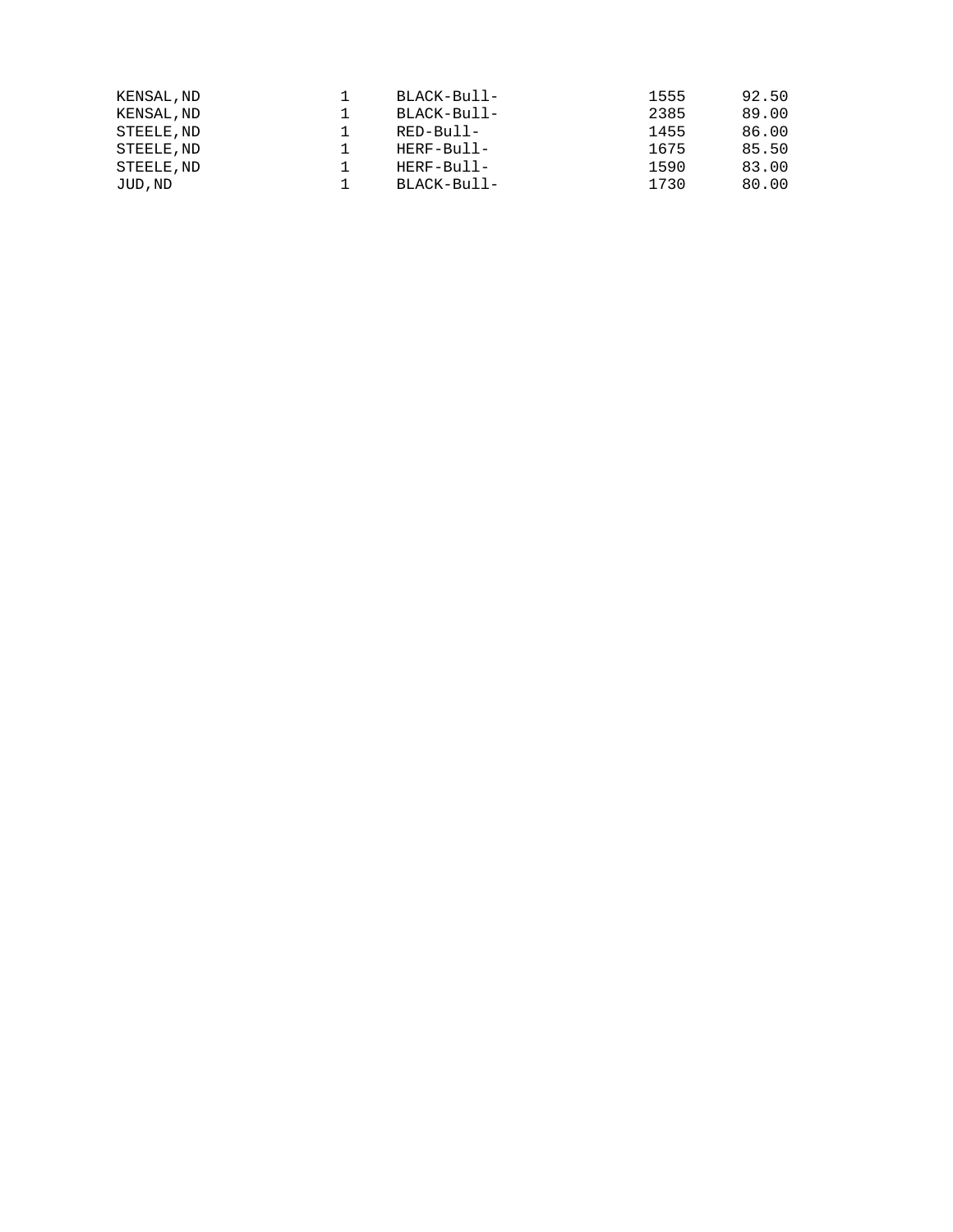| | | | | |
|---|---|---|---|---|
| KENSAL,ND | 1 | BLACK-Bull- | 1555 | 92.50 |
| KENSAL,ND | 1 | BLACK-Bull- | 2385 | 89.00 |
| STEELE,ND | 1 | RED-Bull- | 1455 | 86.00 |
| STEELE,ND | 1 | HERF-Bull- | 1675 | 85.50 |
| STEELE,ND | 1 | HERF-Bull- | 1590 | 83.00 |
| JUD,ND | 1 | BLACK-Bull- | 1730 | 80.00 |